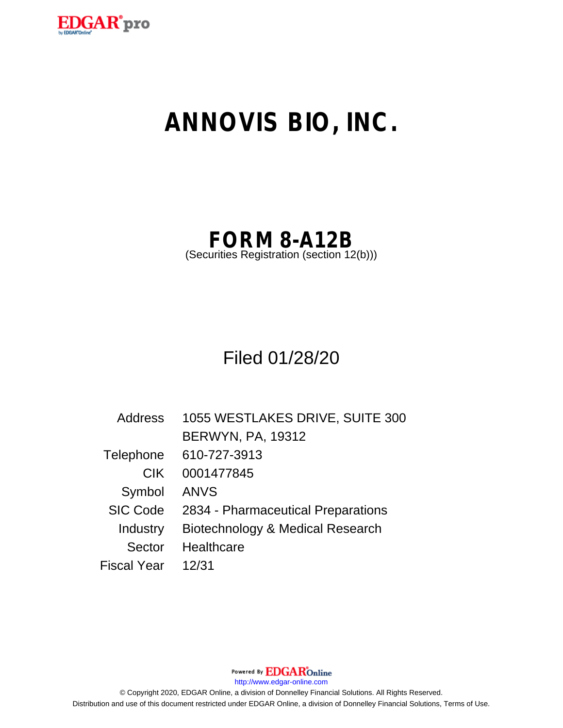# ANNOVIS BIO, INC.

## FORM 8-A12B

(Securities Registration (section 12(b)))

Filed 01/28/20

| | |
|---|---|
| Address | 1055 WESTLAKES DRIVE, SUITE 300<br>BERWYN, PA, 19312 |
| Telephone | 610-727-3913 |
| CIK | 0001477845 |
| Symbol | ANVS |
| SIC Code | 2834 - Pharmaceutical Preparations |
| Industry | Biotechnology & Medical Research |
| Sector | Healthcare |
| Fiscal Year | 12/31 |

Powered By EDGAR Online

http://www.edgar-online.com

© Copyright 2020, EDGAR Online, a division of Donnelley Financial Solutions. All Rights Reserved.
Distribution and use of this document restricted under EDGAR Online, a division of Donnelley Financial Solutions, Terms of Use.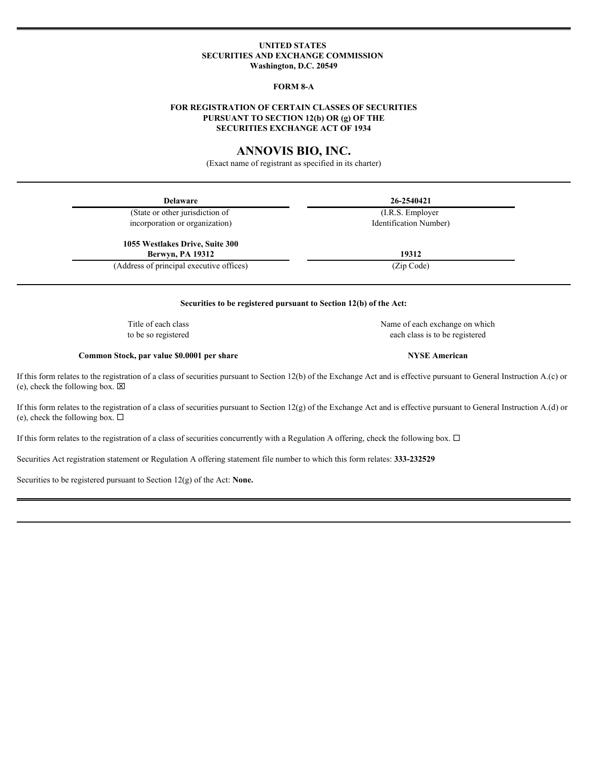**UNITED STATES**
**SECURITIES AND EXCHANGE COMMISSION**
**Washington, D.C. 20549**

**FORM 8-A**

**FOR REGISTRATION OF CERTAIN CLASSES OF SECURITIES PURSUANT TO SECTION 12(b) OR (g) OF THE SECURITIES EXCHANGE ACT OF 1934**

# ANNOVIS BIO, INC.

(Exact name of registrant as specified in its charter)

| **Delaware** | **26-2540421** |
|---|---|
| (State or other jurisdiction of incorporation or organization) | (I.R.S. Employer Identification Number) |
| **1055 Westlakes Drive, Suite 300 Berwyn, PA 19312** | **19312** |
| (Address of principal executive offices) | (Zip Code) |

**Securities to be registered pursuant to Section 12(b) of the Act:**

| Title of each class to be so registered | Name of each exchange on which each class is to be registered |
|---|---|
| **Common Stock, par value $0.0001 per share** | **NYSE American** |

If this form relates to the registration of a class of securities pursuant to Section 12(b) of the Exchange Act and is effective pursuant to General Instruction A.(c) or (e), check the following box. ☒

If this form relates to the registration of a class of securities pursuant to Section 12(g) of the Exchange Act and is effective pursuant to General Instruction A.(d) or (e), check the following box. ☐

If this form relates to the registration of a class of securities concurrently with a Regulation A offering, check the following box. ☐

Securities Act registration statement or Regulation A offering statement file number to which this form relates: **333-232529**

Securities to be registered pursuant to Section 12(g) of the Act: **None.**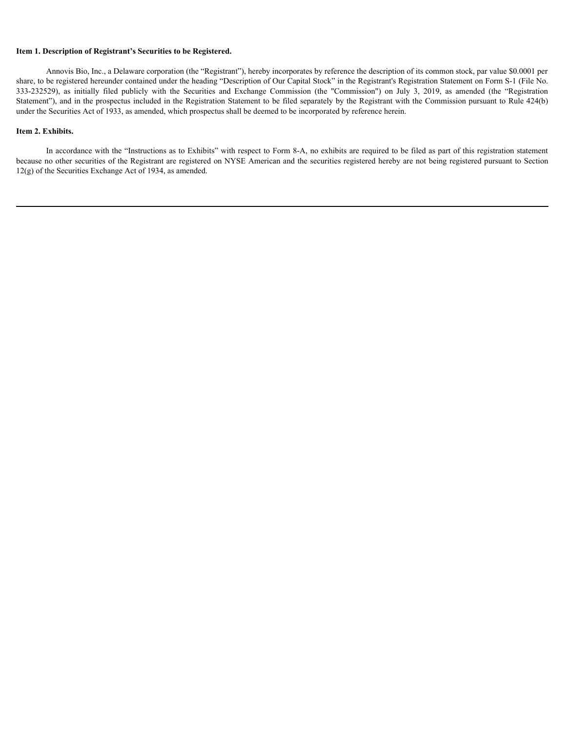**Item 1. Description of Registrant's Securities to be Registered.**

Annovis Bio, Inc., a Delaware corporation (the "Registrant"), hereby incorporates by reference the description of its common stock, par value $0.0001 per share, to be registered hereunder contained under the heading "Description of Our Capital Stock" in the Registrant's Registration Statement on Form S-1 (File No. 333-232529), as initially filed publicly with the Securities and Exchange Commission (the "Commission") on July 3, 2019, as amended (the "Registration Statement"), and in the prospectus included in the Registration Statement to be filed separately by the Registrant with the Commission pursuant to Rule 424(b) under the Securities Act of 1933, as amended, which prospectus shall be deemed to be incorporated by reference herein.

**Item 2. Exhibits.**

In accordance with the "Instructions as to Exhibits" with respect to Form 8-A, no exhibits are required to be filed as part of this registration statement because no other securities of the Registrant are registered on NYSE American and the securities registered hereby are not being registered pursuant to Section 12(g) of the Securities Exchange Act of 1934, as amended.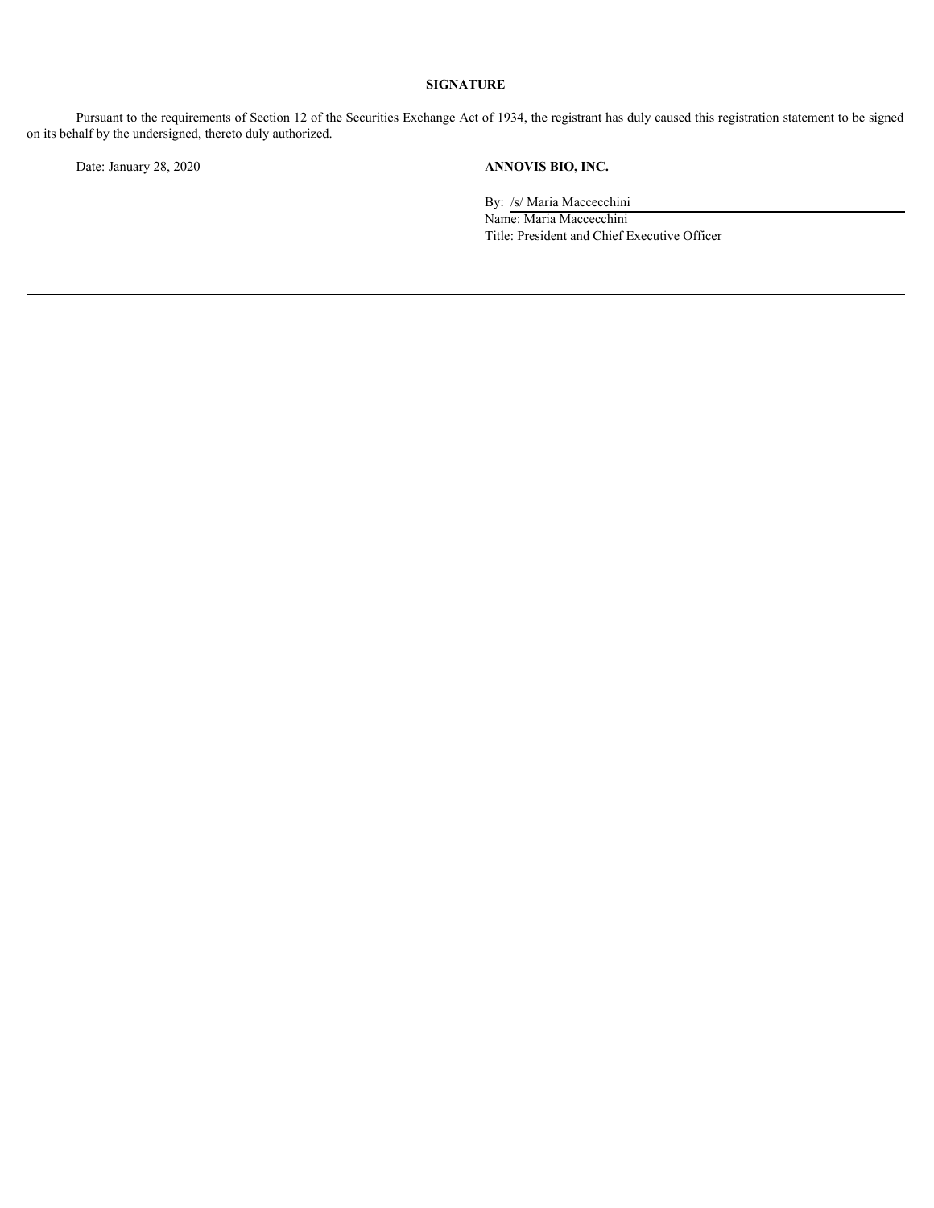## SIGNATURE

Pursuant to the requirements of Section 12 of the Securities Exchange Act of 1934, the registrant has duly caused this registration statement to be signed on its behalf by the undersigned, thereto duly authorized.

Date: January 28, 2020

**ANNOVIS BIO, INC.**

By: /s/ Maria Maccecchini

Name: Maria Maccecchini

Title: President and Chief Executive Officer